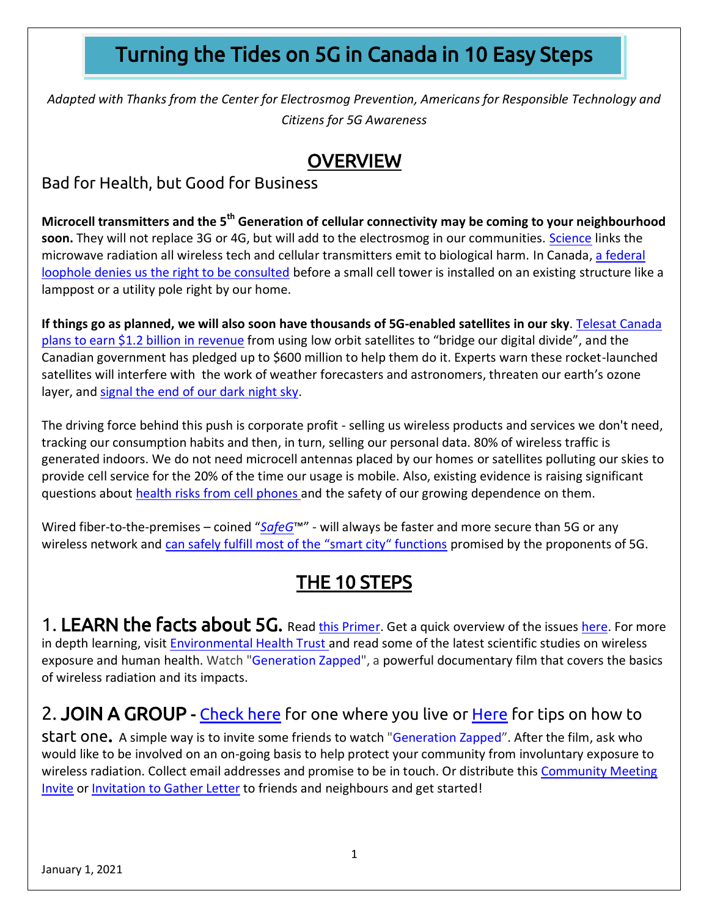# Turning the Tides on 5G in Canada in 10 Easy Steps

*Adapted with Thanks from the Center for Electrosmog Prevention, Americans for Responsible Technology and Citizens for 5G Awareness*

## OVERVIEW

Bad for Health, but Good for Business

**Microcell transmitters and the 5th Generation of cellular connectivity may be coming to your neighbourhood soon.** They will not replace 3G or 4G, but will add to the electrosmog in our communities. Science links the microwave radiation all wireless tech and cellular transmitters emit to biological harm. In Canada, a federal loophole denies us the right to be consulted before a small cell tower is installed on an existing structure like a lamppost or a utility pole right by our home.

**If things go as planned, we will also soon have thousands of 5G-enabled satellites in our sky**. Telesat Canada plans to earn $1.2 billion in revenue from using low orbit satellites to "bridge our digital divide", and the Canadian government has pledged up to $600 million to help them do it. Experts warn these rocket-launched satellites will interfere with the work of weather forecasters and astronomers, threaten our earth's ozone layer, and signal the end of our dark night sky.

The driving force behind this push is corporate profit - selling us wireless products and services we don't need, tracking our consumption habits and then, in turn, selling our personal data. 80% of wireless traffic is generated indoors. We do not need microcell antennas placed by our homes or satellites polluting our skies to provide cell service for the 20% of the time our usage is mobile. Also, existing evidence is raising significant questions about health risks from cell phones and the safety of our growing dependence on them.

Wired fiber-to-the-premises – coined "*SafeG*™" - will always be faster and more secure than 5G or any wireless network and can safely fulfill most of the "smart city" functions promised by the proponents of 5G.

## THE 10 STEPS

### 1. LEARN the facts about 5G.

Read this Primer. Get a quick overview of the issues here. For more in depth learning, visit Environmental Health Trust and read some of the latest scientific studies on wireless exposure and human health. Watch "Generation Zapped", a powerful documentary film that covers the basics of wireless radiation and its impacts.

### 2. JOIN A GROUP - Check here for one where you live or Here for tips on how to start one.

A simple way is to invite some friends to watch "Generation Zapped". After the film, ask who would like to be involved on an on-going basis to help protect your community from involuntary exposure to wireless radiation. Collect email addresses and promise to be in touch. Or distribute this Community Meeting Invite or Invitation to Gather Letter to friends and neighbours and get started!

January 1, 2021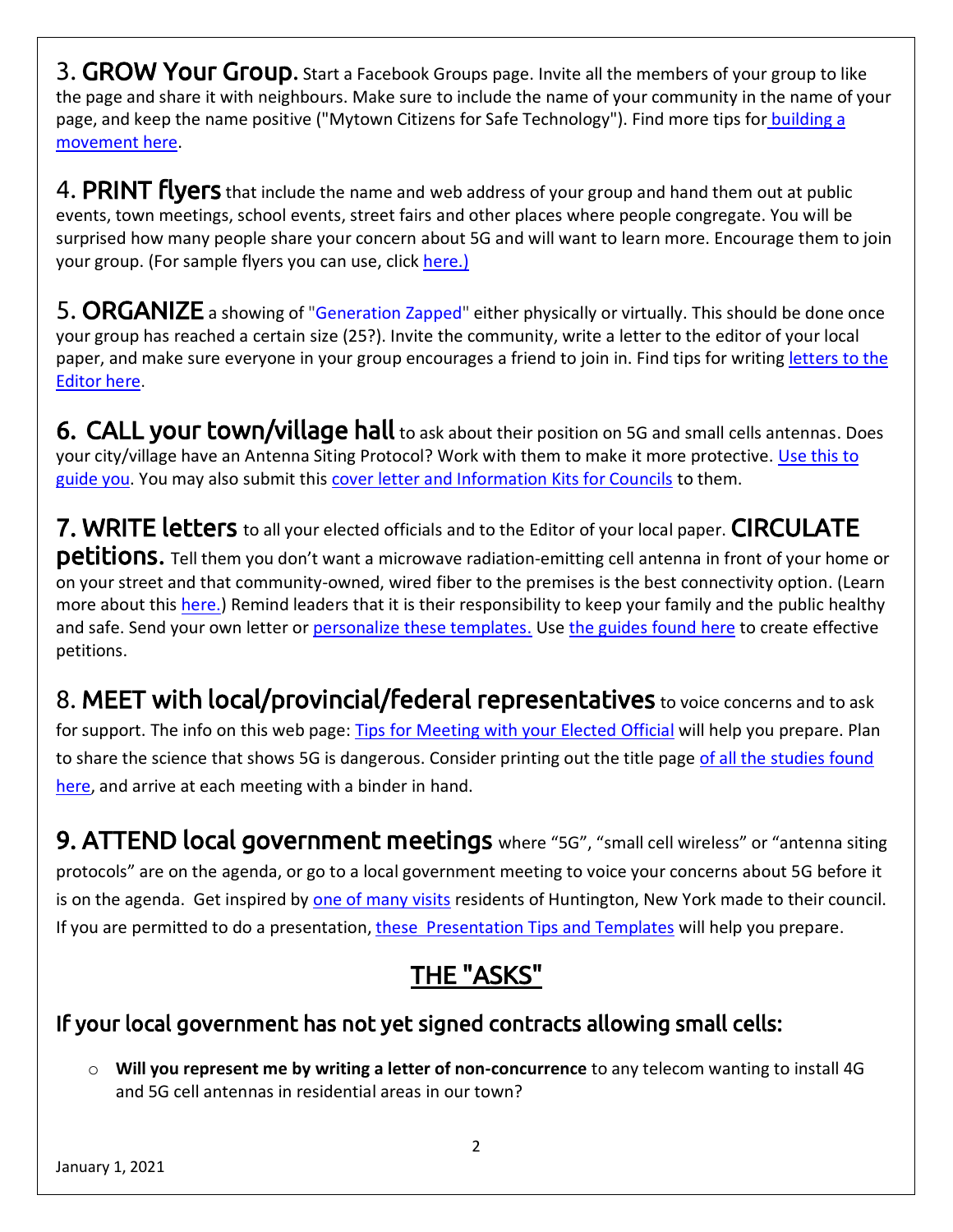3. **GROW Your Group.** Start a Facebook Groups page. Invite all the members of your group to like the page and share it with neighbours. Make sure to include the name of your community in the name of your page, and keep the name positive ("Mytown Citizens for Safe Technology"). Find more tips for building a movement here.

4. **PRINT flyers** that include the name and web address of your group and hand them out at public events, town meetings, school events, street fairs and other places where people congregate. You will be surprised how many people share your concern about 5G and will want to learn more. Encourage them to join your group. (For sample flyers you can use, click here.)

5. **ORGANIZE** a showing of "Generation Zapped" either physically or virtually. This should be done once your group has reached a certain size (25?). Invite the community, write a letter to the editor of your local paper, and make sure everyone in your group encourages a friend to join in. Find tips for writing letters to the Editor here.

6. **CALL your town/village hall** to ask about their position on 5G and small cells antennas. Does your city/village have an Antenna Siting Protocol? Work with them to make it more protective. Use this to guide you. You may also submit this cover letter and Information Kits for Councils to them.

7. **WRITE letters** to all your elected officials and to the Editor of your local paper. **CIRCULATE petitions.** Tell them you don't want a microwave radiation-emitting cell antenna in front of your home or on your street and that community-owned, wired fiber to the premises is the best connectivity option. (Learn more about this here.) Remind leaders that it is their responsibility to keep your family and the public healthy and safe. Send your own letter or personalize these templates. Use the guides found here to create effective petitions.

8. **MEET with local/provincial/federal representatives** to voice concerns and to ask for support. The info on this web page: Tips for Meeting with your Elected Official will help you prepare. Plan to share the science that shows 5G is dangerous. Consider printing out the title page of all the studies found here, and arrive at each meeting with a binder in hand.

9. **ATTEND local government meetings** where "5G", "small cell wireless" or "antenna siting protocols" are on the agenda, or go to a local government meeting to voice your concerns about 5G before it is on the agenda. Get inspired by one of many visits residents of Huntington, New York made to their council. If you are permitted to do a presentation, these Presentation Tips and Templates will help you prepare.

## THE "ASKS"

### If your local government has not yet signed contracts allowing small cells:

- **Will you represent me by writing a letter of non-concurrence** to any telecom wanting to install 4G and 5G cell antennas in residential areas in our town?

January 1, 2021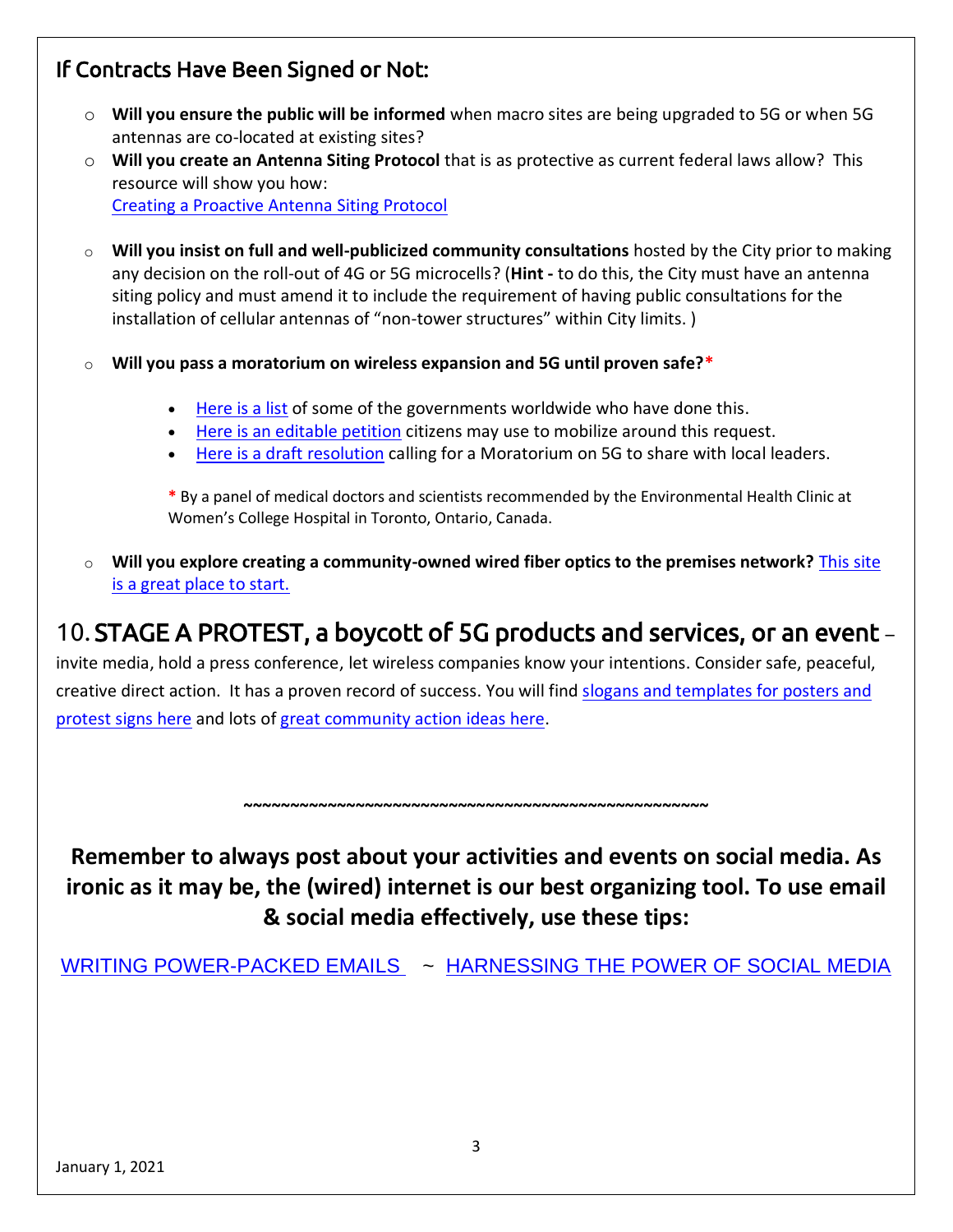## If Contracts Have Been Signed or Not:

- **Will you ensure the public will be informed** when macro sites are being upgraded to 5G or when 5G antennas are co-located at existing sites?
- **Will you create an Antenna Siting Protocol** that is as protective as current federal laws allow? This resource will show you how: Creating a Proactive Antenna Siting Protocol
- **Will you insist on full and well-publicized community consultations** hosted by the City prior to making any decision on the roll-out of 4G or 5G microcells? (**Hint -** to do this, the City must have an antenna siting policy and must amend it to include the requirement of having public consultations for the installation of cellular antennas of "non-tower structures" within City limits. )
- **Will you pass a moratorium on wireless expansion and 5G until proven safe?***
    - Here is a list of some of the governments worldwide who have done this.
    - Here is an editable petition citizens may use to mobilize around this request.
    - Here is a draft resolution calling for a Moratorium on 5G to share with local leaders.

    * By a panel of medical doctors and scientists recommended by the Environmental Health Clinic at Women's College Hospital in Toronto, Ontario, Canada.
- **Will you explore creating a community-owned wired fiber optics to the premises network?** This site is a great place to start.

# 10. STAGE A PROTEST, a boycott of 5G products and services, or an event –

invite media, hold a press conference, let wireless companies know your intentions. Consider safe, peaceful, creative direct action. It has a proven record of success. You will find slogans and templates for posters and protest signs here and lots of great community action ideas here.

~~~~~~~~~~~~~~~~~~~~~~~~~~~~~~~~~~~~~~~~~~~~~~~~~~

**Remember to always post about your activities and events on social media. As ironic as it may be, the (wired) internet is our best organizing tool. To use email & social media effectively, use these tips:**

WRITING POWER-PACKED EMAILS ~ HARNESSING THE POWER OF SOCIAL MEDIA

January 1, 2021